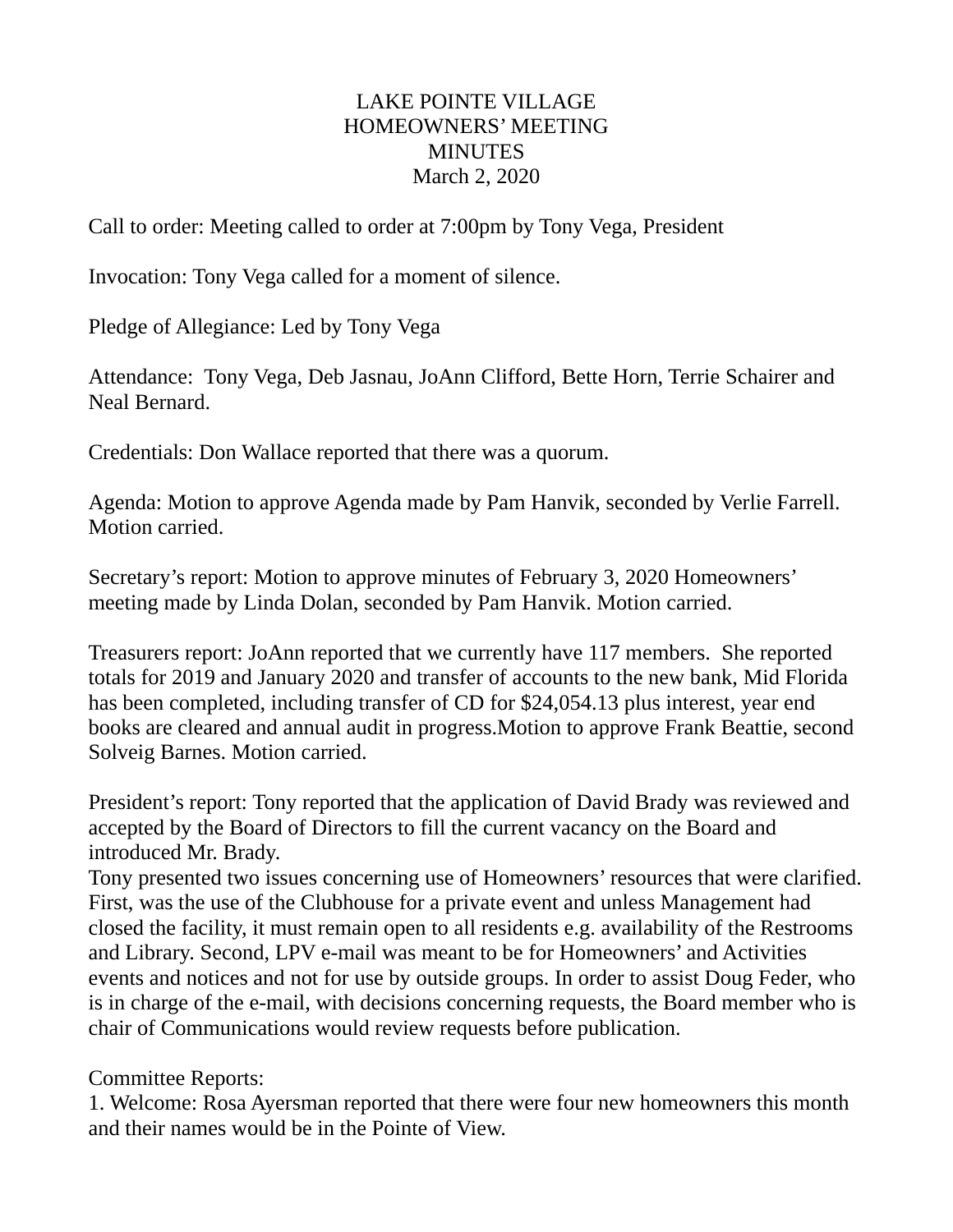# LAKE POINTE VILLAGE
## HOMEOWNERS' MEETING
## MINUTES
March 2, 2020

Call to order: Meeting called to order at 7:00pm by Tony Vega, President

Invocation: Tony Vega called for a moment of silence.

Pledge of Allegiance: Led by Tony Vega

Attendance: Tony Vega, Deb Jasnau, JoAnn Clifford, Bette Horn, Terrie Schairer and Neal Bernard.

Credentials: Don Wallace reported that there was a quorum.

Agenda: Motion to approve Agenda made by Pam Hanvik, seconded by Verlie Farrell. Motion carried.

Secretary's report: Motion to approve minutes of February 3, 2020 Homeowners' meeting made by Linda Dolan, seconded by Pam Hanvik. Motion carried.

Treasurers report: JoAnn reported that we currently have 117 members. She reported totals for 2019 and January 2020 and transfer of accounts to the new bank, Mid Florida has been completed, including transfer of CD for $24,054.13 plus interest, year end books are cleared and annual audit in progress.Motion to approve Frank Beattie, second Solveig Barnes. Motion carried.

President's report: Tony reported that the application of David Brady was reviewed and accepted by the Board of Directors to fill the current vacancy on the Board and introduced Mr. Brady.
Tony presented two issues concerning use of Homeowners' resources that were clarified. First, was the use of the Clubhouse for a private event and unless Management had closed the facility, it must remain open to all residents e.g. availability of the Restrooms and Library. Second, LPV e-mail was meant to be for Homeowners' and Activities events and notices and not for use by outside groups. In order to assist Doug Feder, who is in charge of the e-mail, with decisions concerning requests, the Board member who is chair of Communications would review requests before publication.

Committee Reports:
1. Welcome: Rosa Ayersman reported that there were four new homeowners this month and their names would be in the Pointe of View.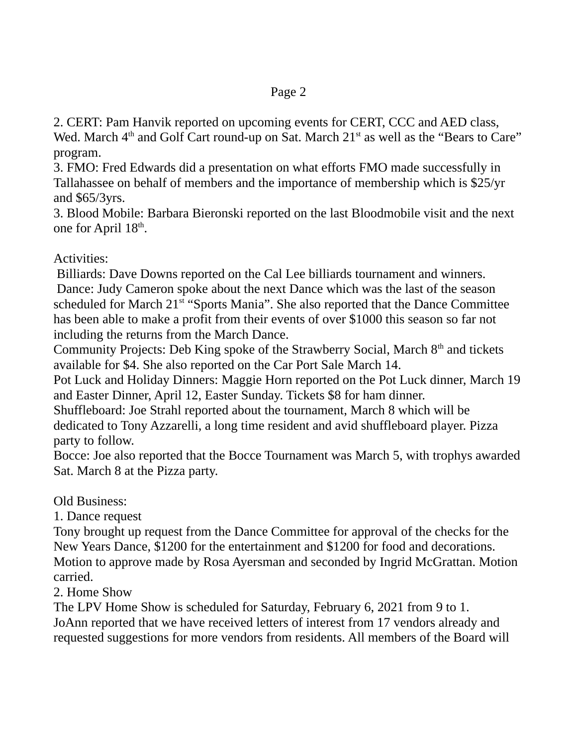2. CERT: Pam Hanvik reported on upcoming events for CERT, CCC and AED class, Wed. March 4th and Golf Cart round-up on Sat. March 21st as well as the "Bears to Care" program.
3. FMO: Fred Edwards did a presentation on what efforts FMO made successfully in Tallahassee on behalf of members and the importance of membership which is $25/yr and $65/3yrs.
3. Blood Mobile: Barbara Bieronski reported on the last Bloodmobile visit and the next one for April 18th.

Activities:
Billiards: Dave Downs reported on the Cal Lee billiards tournament and winners.
Dance: Judy Cameron spoke about the next Dance which was the last of the season scheduled for March 21st "Sports Mania". She also reported that the Dance Committee has been able to make a profit from their events of over $1000 this season so far not including the returns from the March Dance.
Community Projects: Deb King spoke of the Strawberry Social, March 8th and tickets available for $4. She also reported on the Car Port Sale March 14.
Pot Luck and Holiday Dinners: Maggie Horn reported on the Pot Luck dinner, March 19 and Easter Dinner, April 12, Easter Sunday. Tickets $8 for ham dinner.
Shuffleboard: Joe Strahl reported about the tournament, March 8 which will be dedicated to Tony Azzarelli, a long time resident and avid shuffleboard player. Pizza party to follow.
Bocce: Joe also reported that the Bocce Tournament was March 5, with trophys awarded Sat. March 8 at the Pizza party.

Old Business:
1. Dance request
Tony brought up request from the Dance Committee for approval of the checks for the New Years Dance, $1200 for the entertainment and $1200 for food and decorations. Motion to approve made by Rosa Ayersman and seconded by Ingrid McGrattan. Motion carried.
2. Home Show
The LPV Home Show is scheduled for Saturday, February 6, 2021 from 9 to 1. JoAnn reported that we have received letters of interest from 17 vendors already and requested suggestions for more vendors from residents. All members of the Board will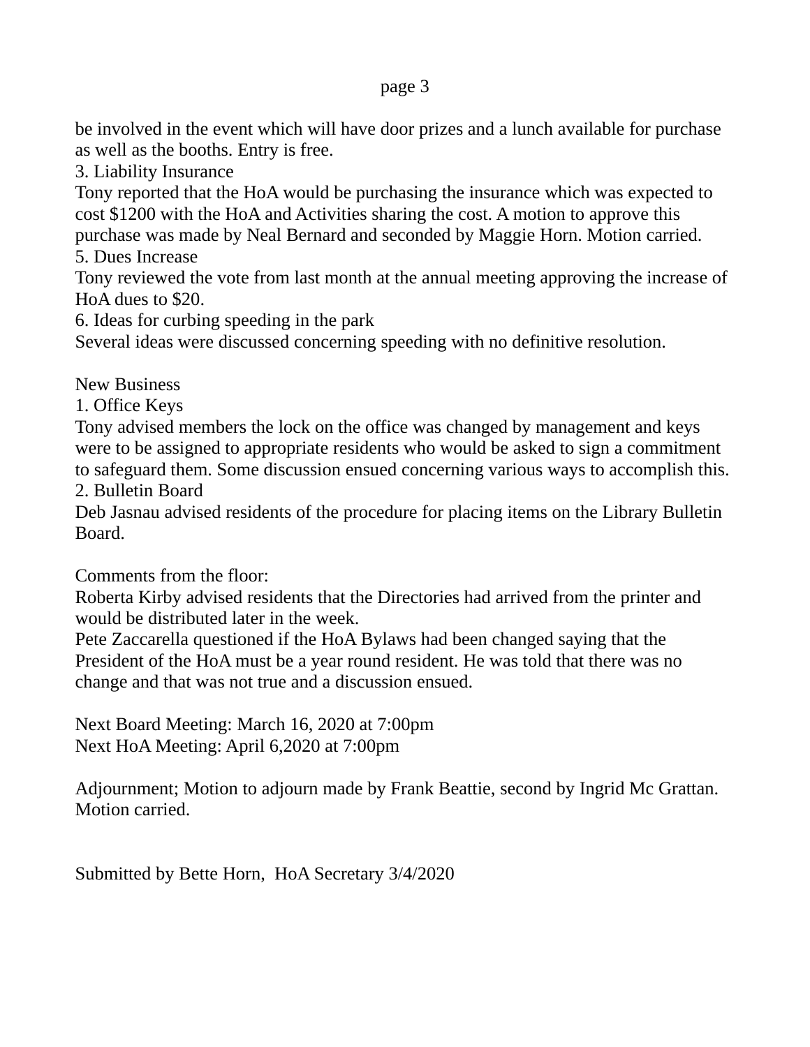be involved in the event which will have door prizes and a lunch available for purchase as well as the booths. Entry is free.

3. Liability Insurance

Tony reported that the HoA would be purchasing the insurance which was expected to cost $1200 with the HoA and Activities sharing the cost. A motion to approve this purchase was made by Neal Bernard and seconded by Maggie Horn. Motion carried.

5. Dues Increase

Tony reviewed the vote from last month at the annual meeting approving the increase of HoA dues to $20.

6. Ideas for curbing speeding in the park

Several ideas were discussed concerning speeding with no definitive resolution.

New Business

1. Office Keys

Tony advised members the lock on the office was changed by management and keys were to be assigned to appropriate residents who would be asked to sign a commitment to safeguard them. Some discussion ensued concerning various ways to accomplish this.

2. Bulletin Board

Deb Jasnau advised residents of the procedure for placing items on the Library Bulletin Board.

Comments from the floor:

Roberta Kirby advised residents that the Directories had arrived from the printer and would be distributed later in the week.

Pete Zaccarella questioned if the HoA Bylaws had been changed saying that the President of the HoA must be a year round resident. He was told that there was no change and that was not true and a discussion ensued.

Next Board Meeting: March 16, 2020 at 7:00pm

Next HoA Meeting: April 6,2020 at 7:00pm

Adjournment; Motion to adjourn made by Frank Beattie, second by Ingrid Mc Grattan. Motion carried.

Submitted by Bette Horn, HoA Secretary 3/4/2020